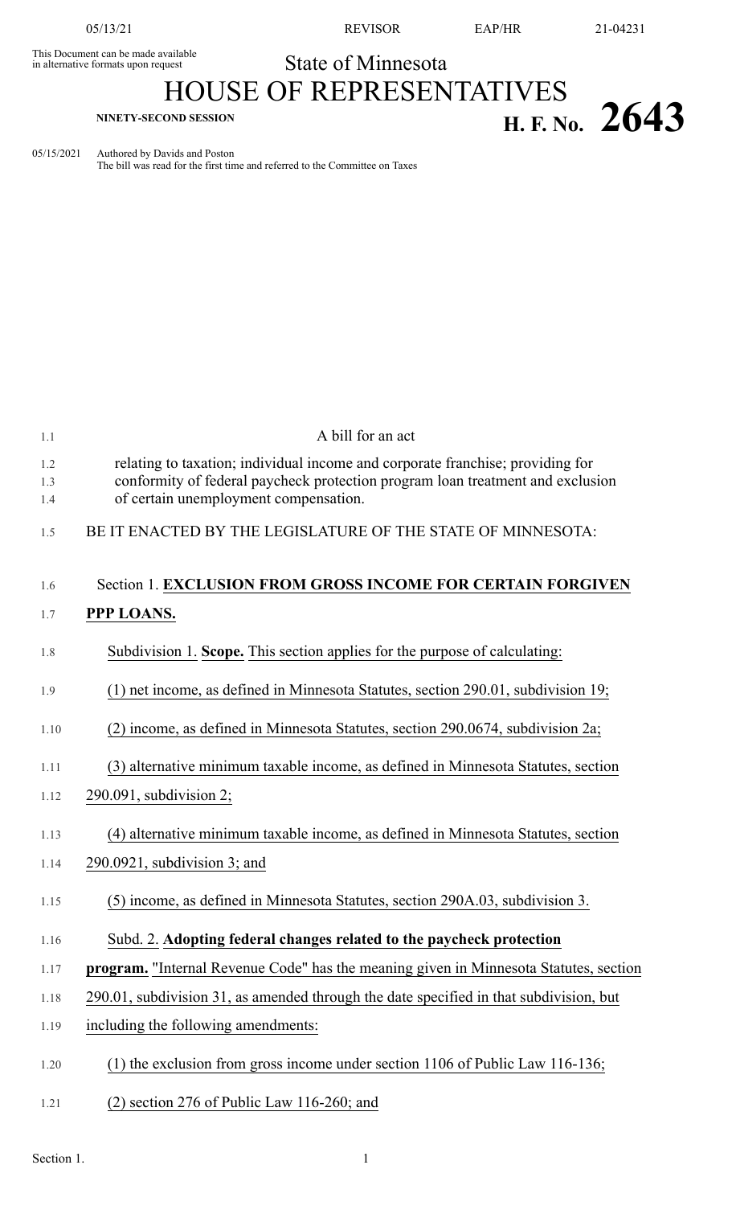This Document can be made available in alternative formats upon request

State of Minnesota

# HOUSE OF REPRESENTATIVES

**NINETY-SECOND SESSION**

# H. F. No. 2643

05/15/2021 Authored by Davids and Poston

The bill was read for the first time and referred to the Committee on Taxes

A bill for an act

relating to taxation; individual income and corporate franchise; providing for conformity of federal paycheck protection program loan treatment and exclusion of certain unemployment compensation.

BE IT ENACTED BY THE LEGISLATURE OF THE STATE OF MINNESOTA:

Section 1. **EXCLUSION FROM GROSS INCOME FOR CERTAIN FORGIVEN PPP LOANS.**

Subdivision 1. **Scope.** This section applies for the purpose of calculating:

(1) net income, as defined in Minnesota Statutes, section 290.01, subdivision 19;

(2) income, as defined in Minnesota Statutes, section 290.0674, subdivision 2a;

(3) alternative minimum taxable income, as defined in Minnesota Statutes, section 290.091, subdivision 2;

(4) alternative minimum taxable income, as defined in Minnesota Statutes, section 290.0921, subdivision 3; and

(5) income, as defined in Minnesota Statutes, section 290A.03, subdivision 3.

Subd. 2. **Adopting federal changes related to the paycheck protection program.** "Internal Revenue Code" has the meaning given in Minnesota Statutes, section 290.01, subdivision 31, as amended through the date specified in that subdivision, but including the following amendments:

(1) the exclusion from gross income under section 1106 of Public Law 116-136;

(2) section 276 of Public Law 116-260; and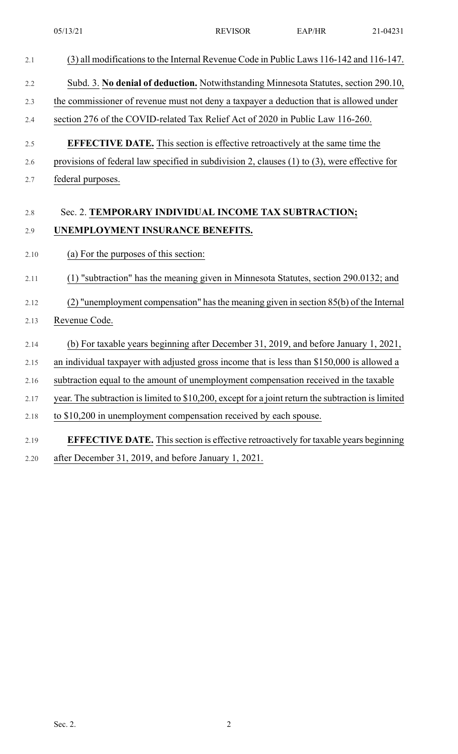(3) all modifications to the Internal Revenue Code in Public Laws 116-142 and 116-147.

Subd. 3. **No denial of deduction.** Notwithstanding Minnesota Statutes, section 290.10, the commissioner of revenue must not deny a taxpayer a deduction that is allowed under section 276 of the COVID-related Tax Relief Act of 2020 in Public Law 116-260.

**EFFECTIVE DATE.** This section is effective retroactively at the same time the provisions of federal law specified in subdivision 2, clauses (1) to (3), were effective for federal purposes.

Sec. 2. **TEMPORARY INDIVIDUAL INCOME TAX SUBTRACTION; UNEMPLOYMENT INSURANCE BENEFITS.**

(a) For the purposes of this section:

(1) "subtraction" has the meaning given in Minnesota Statutes, section 290.0132; and

(2) "unemployment compensation" has the meaning given in section 85(b) of the Internal Revenue Code.

(b) For taxable years beginning after December 31, 2019, and before January 1, 2021, an individual taxpayer with adjusted gross income that is less than $150,000 is allowed a subtraction equal to the amount of unemployment compensation received in the taxable year. The subtraction is limited to $10,200, except for a joint return the subtraction is limited to $10,200 in unemployment compensation received by each spouse.

**EFFECTIVE DATE.** This section is effective retroactively for taxable years beginning after December 31, 2019, and before January 1, 2021.